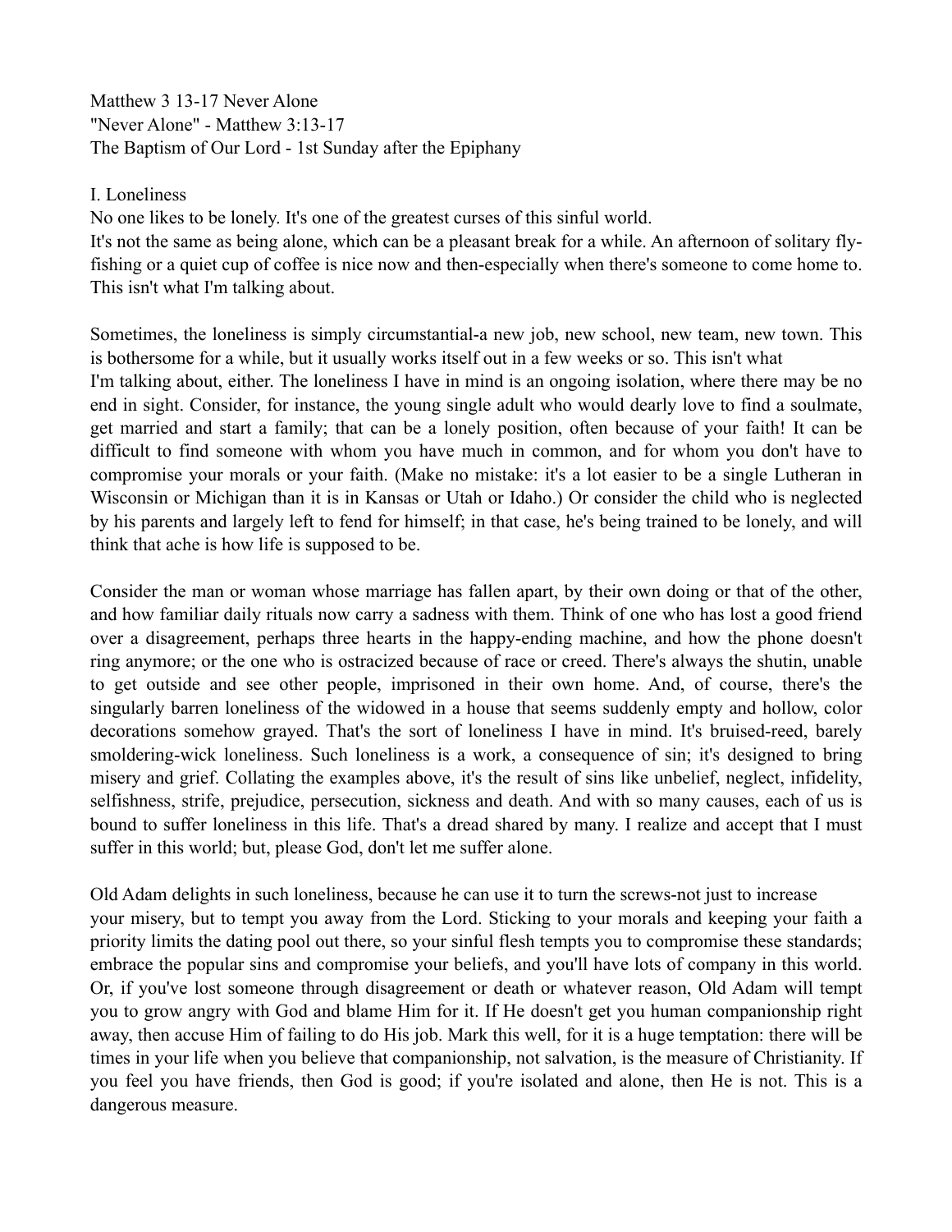Matthew 3 13-17 Never Alone
"Never Alone" - Matthew 3:13-17
The Baptism of Our Lord - 1st Sunday after the Epiphany

## I. Loneliness

No one likes to be lonely. It's one of the greatest curses of this sinful world.
It's not the same as being alone, which can be a pleasant break for a while. An afternoon of solitary fly-fishing or a quiet cup of coffee is nice now and then-especially when there's someone to come home to. This isn't what I'm talking about.

Sometimes, the loneliness is simply circumstantial-a new job, new school, new team, new town. This is bothersome for a while, but it usually works itself out in a few weeks or so. This isn't what I'm talking about, either. The loneliness I have in mind is an ongoing isolation, where there may be no end in sight. Consider, for instance, the young single adult who would dearly love to find a soulmate, get married and start a family; that can be a lonely position, often because of your faith! It can be difficult to find someone with whom you have much in common, and for whom you don't have to compromise your morals or your faith. (Make no mistake: it's a lot easier to be a single Lutheran in Wisconsin or Michigan than it is in Kansas or Utah or Idaho.) Or consider the child who is neglected by his parents and largely left to fend for himself; in that case, he's being trained to be lonely, and will think that ache is how life is supposed to be.

Consider the man or woman whose marriage has fallen apart, by their own doing or that of the other, and how familiar daily rituals now carry a sadness with them. Think of one who has lost a good friend over a disagreement, perhaps three hearts in the happy-ending machine, and how the phone doesn't ring anymore; or the one who is ostracized because of race or creed. There's always the shutin, unable to get outside and see other people, imprisoned in their own home. And, of course, there's the singularly barren loneliness of the widowed in a house that seems suddenly empty and hollow, color decorations somehow grayed. That's the sort of loneliness I have in mind. It's bruised-reed, barely smoldering-wick loneliness. Such loneliness is a work, a consequence of sin; it's designed to bring misery and grief. Collating the examples above, it's the result of sins like unbelief, neglect, infidelity, selfishness, strife, prejudice, persecution, sickness and death. And with so many causes, each of us is bound to suffer loneliness in this life. That's a dread shared by many. I realize and accept that I must suffer in this world; but, please God, don't let me suffer alone.

Old Adam delights in such loneliness, because he can use it to turn the screws-not just to increase your misery, but to tempt you away from the Lord. Sticking to your morals and keeping your faith a priority limits the dating pool out there, so your sinful flesh tempts you to compromise these standards; embrace the popular sins and compromise your beliefs, and you'll have lots of company in this world. Or, if you've lost someone through disagreement or death or whatever reason, Old Adam will tempt you to grow angry with God and blame Him for it. If He doesn't get you human companionship right away, then accuse Him of failing to do His job. Mark this well, for it is a huge temptation: there will be times in your life when you believe that companionship, not salvation, is the measure of Christianity. If you feel you have friends, then God is good; if you're isolated and alone, then He is not. This is a dangerous measure.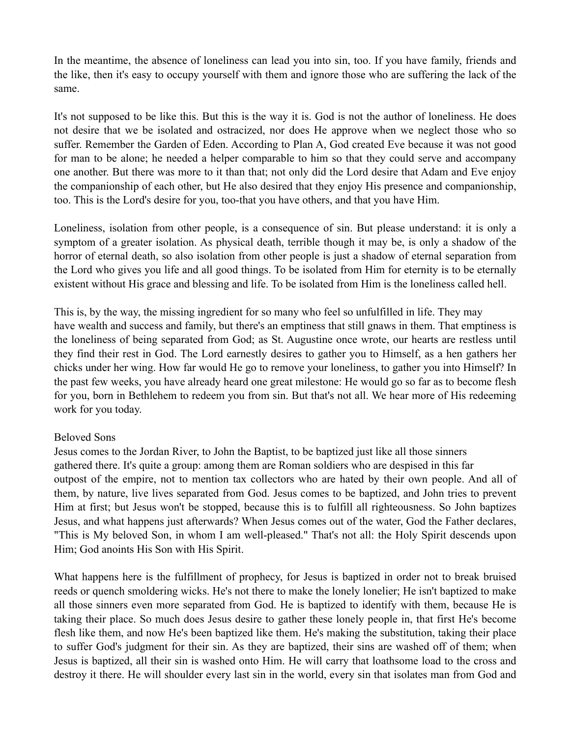In the meantime, the absence of loneliness can lead you into sin, too. If you have family, friends and the like, then it's easy to occupy yourself with them and ignore those who are suffering the lack of the same.

It's not supposed to be like this. But this is the way it is. God is not the author of loneliness. He does not desire that we be isolated and ostracized, nor does He approve when we neglect those who so suffer. Remember the Garden of Eden. According to Plan A, God created Eve because it was not good for man to be alone; he needed a helper comparable to him so that they could serve and accompany one another. But there was more to it than that; not only did the Lord desire that Adam and Eve enjoy the companionship of each other, but He also desired that they enjoy His presence and companionship, too. This is the Lord's desire for you, too-that you have others, and that you have Him.

Loneliness, isolation from other people, is a consequence of sin. But please understand: it is only a symptom of a greater isolation. As physical death, terrible though it may be, is only a shadow of the horror of eternal death, so also isolation from other people is just a shadow of eternal separation from the Lord who gives you life and all good things. To be isolated from Him for eternity is to be eternally existent without His grace and blessing and life. To be isolated from Him is the loneliness called hell.

This is, by the way, the missing ingredient for so many who feel so unfulfilled in life. They may have wealth and success and family, but there's an emptiness that still gnaws in them. That emptiness is the loneliness of being separated from God; as St. Augustine once wrote, our hearts are restless until they find their rest in God. The Lord earnestly desires to gather you to Himself, as a hen gathers her chicks under her wing. How far would He go to remove your loneliness, to gather you into Himself? In the past few weeks, you have already heard one great milestone: He would go so far as to become flesh for you, born in Bethlehem to redeem you from sin. But that's not all. We hear more of His redeeming work for you today.

## Beloved Sons

Jesus comes to the Jordan River, to John the Baptist, to be baptized just like all those sinners gathered there. It's quite a group: among them are Roman soldiers who are despised in this far outpost of the empire, not to mention tax collectors who are hated by their own people. And all of them, by nature, live lives separated from God. Jesus comes to be baptized, and John tries to prevent Him at first; but Jesus won't be stopped, because this is to fulfill all righteousness. So John baptizes Jesus, and what happens just afterwards? When Jesus comes out of the water, God the Father declares, "This is My beloved Son, in whom I am well-pleased." That's not all: the Holy Spirit descends upon Him; God anoints His Son with His Spirit.

What happens here is the fulfillment of prophecy, for Jesus is baptized in order not to break bruised reeds or quench smoldering wicks. He's not there to make the lonely lonelier; He isn't baptized to make all those sinners even more separated from God. He is baptized to identify with them, because He is taking their place. So much does Jesus desire to gather these lonely people in, that first He's become flesh like them, and now He's been baptized like them. He's making the substitution, taking their place to suffer God's judgment for their sin. As they are baptized, their sins are washed off of them; when Jesus is baptized, all their sin is washed onto Him. He will carry that loathsome load to the cross and destroy it there. He will shoulder every last sin in the world, every sin that isolates man from God and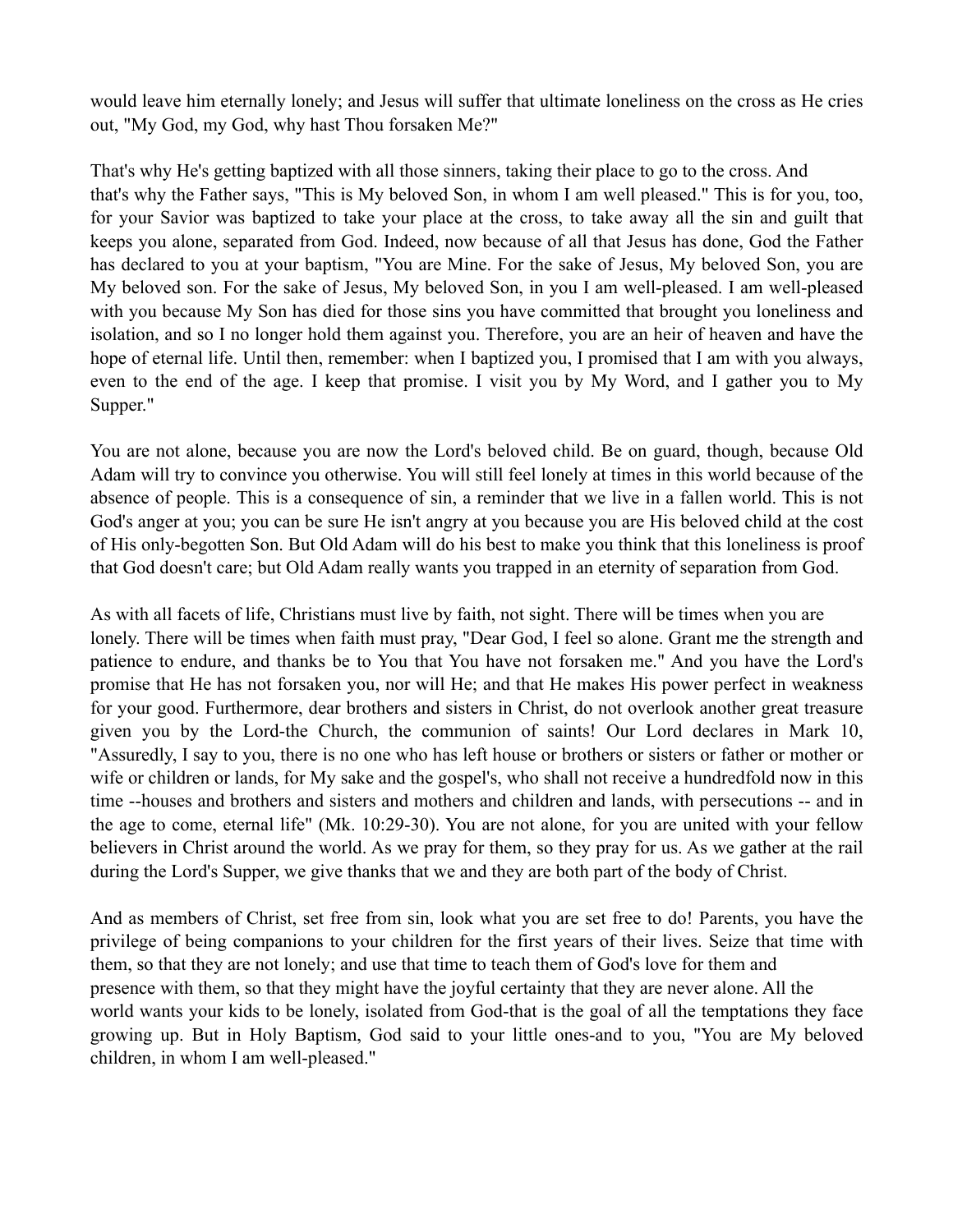would leave him eternally lonely; and Jesus will suffer that ultimate loneliness on the cross as He cries out, "My God, my God, why hast Thou forsaken Me?"

That's why He's getting baptized with all those sinners, taking their place to go to the cross. And that's why the Father says, "This is My beloved Son, in whom I am well pleased." This is for you, too, for your Savior was baptized to take your place at the cross, to take away all the sin and guilt that keeps you alone, separated from God. Indeed, now because of all that Jesus has done, God the Father has declared to you at your baptism, "You are Mine. For the sake of Jesus, My beloved Son, you are My beloved son. For the sake of Jesus, My beloved Son, in you I am well-pleased. I am well-pleased with you because My Son has died for those sins you have committed that brought you loneliness and isolation, and so I no longer hold them against you. Therefore, you are an heir of heaven and have the hope of eternal life. Until then, remember: when I baptized you, I promised that I am with you always, even to the end of the age. I keep that promise. I visit you by My Word, and I gather you to My Supper."

You are not alone, because you are now the Lord's beloved child. Be on guard, though, because Old Adam will try to convince you otherwise. You will still feel lonely at times in this world because of the absence of people. This is a consequence of sin, a reminder that we live in a fallen world. This is not God's anger at you; you can be sure He isn't angry at you because you are His beloved child at the cost of His only-begotten Son. But Old Adam will do his best to make you think that this loneliness is proof that God doesn't care; but Old Adam really wants you trapped in an eternity of separation from God.

As with all facets of life, Christians must live by faith, not sight. There will be times when you are lonely. There will be times when faith must pray, "Dear God, I feel so alone. Grant me the strength and patience to endure, and thanks be to You that You have not forsaken me." And you have the Lord's promise that He has not forsaken you, nor will He; and that He makes His power perfect in weakness for your good. Furthermore, dear brothers and sisters in Christ, do not overlook another great treasure given you by the Lord-the Church, the communion of saints! Our Lord declares in Mark 10, "Assuredly, I say to you, there is no one who has left house or brothers or sisters or father or mother or wife or children or lands, for My sake and the gospel's, who shall not receive a hundredfold now in this time --houses and brothers and sisters and mothers and children and lands, with persecutions -- and in the age to come, eternal life" (Mk. 10:29-30). You are not alone, for you are united with your fellow believers in Christ around the world. As we pray for them, so they pray for us. As we gather at the rail during the Lord's Supper, we give thanks that we and they are both part of the body of Christ.

And as members of Christ, set free from sin, look what you are set free to do! Parents, you have the privilege of being companions to your children for the first years of their lives. Seize that time with them, so that they are not lonely; and use that time to teach them of God's love for them and presence with them, so that they might have the joyful certainty that they are never alone. All the world wants your kids to be lonely, isolated from God-that is the goal of all the temptations they face growing up. But in Holy Baptism, God said to your little ones-and to you, "You are My beloved children, in whom I am well-pleased."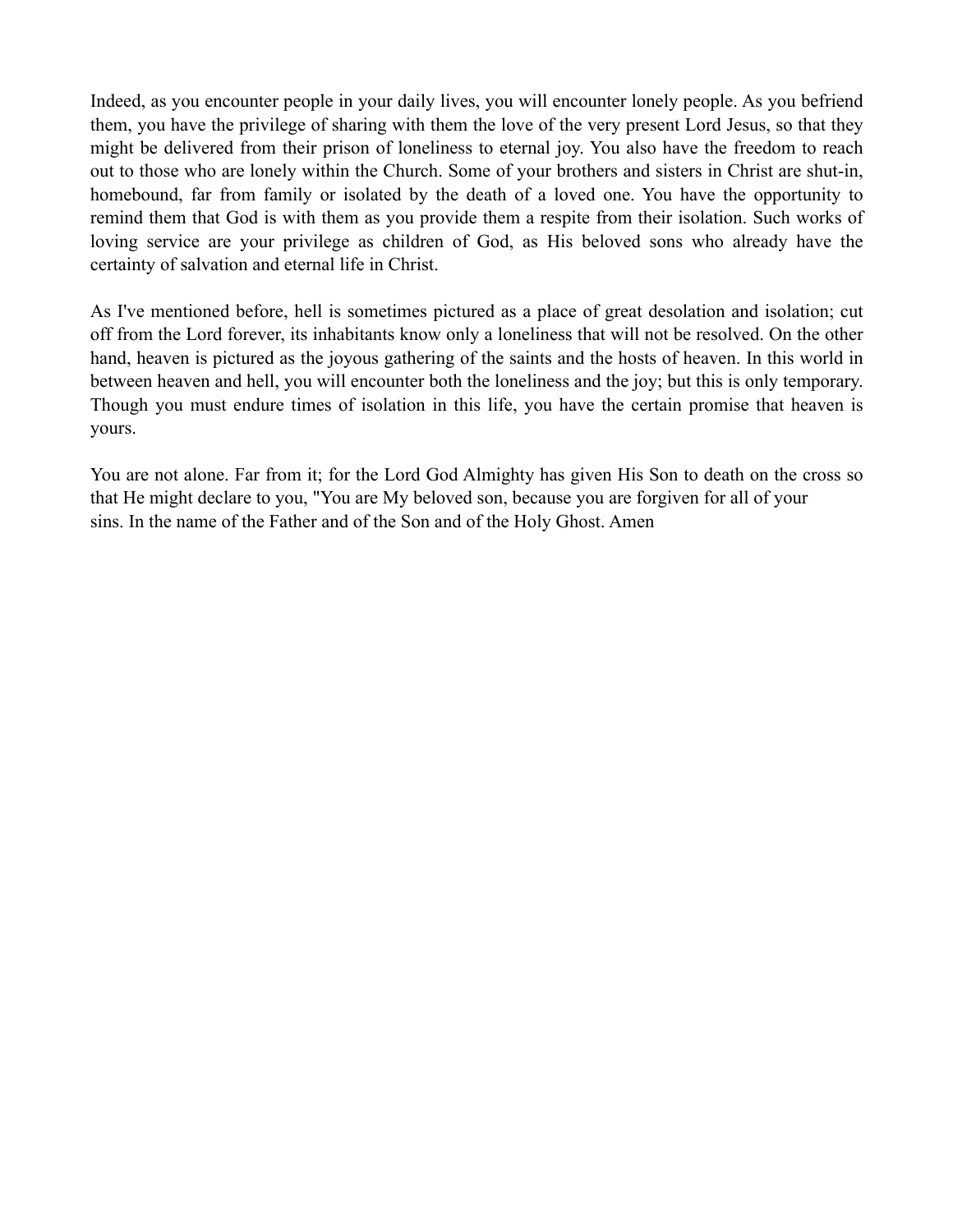Indeed, as you encounter people in your daily lives, you will encounter lonely people. As you befriend them, you have the privilege of sharing with them the love of the very present Lord Jesus, so that they might be delivered from their prison of loneliness to eternal joy. You also have the freedom to reach out to those who are lonely within the Church. Some of your brothers and sisters in Christ are shut-in, homebound, far from family or isolated by the death of a loved one. You have the opportunity to remind them that God is with them as you provide them a respite from their isolation. Such works of loving service are your privilege as children of God, as His beloved sons who already have the certainty of salvation and eternal life in Christ.

As I've mentioned before, hell is sometimes pictured as a place of great desolation and isolation; cut off from the Lord forever, its inhabitants know only a loneliness that will not be resolved. On the other hand, heaven is pictured as the joyous gathering of the saints and the hosts of heaven. In this world in between heaven and hell, you will encounter both the loneliness and the joy; but this is only temporary. Though you must endure times of isolation in this life, you have the certain promise that heaven is yours.

You are not alone. Far from it; for the Lord God Almighty has given His Son to death on the cross so that He might declare to you, "You are My beloved son, because you are forgiven for all of your sins. In the name of the Father and of the Son and of the Holy Ghost. Amen